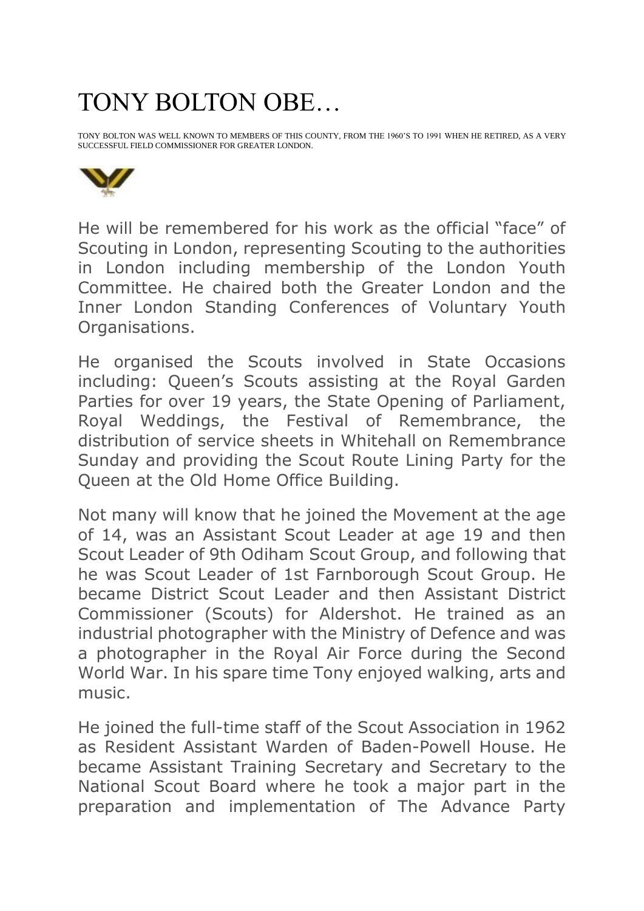# TONY BOLTON OBE…

TONY BOLTON WAS WELL KNOWN TO MEMBERS OF THIS COUNTY, FROM THE 1960'S TO 1991 WHEN HE RETIRED, AS A VERY SUCCESSFUL FIELD COMMISSIONER FOR GREATER LONDON.

He will be remembered for his work as the official "face" of Scouting in London, representing Scouting to the authorities in London including membership of the London Youth Committee. He chaired both the Greater London and the Inner London Standing Conferences of Voluntary Youth Organisations.

He organised the Scouts involved in State Occasions including: Queen's Scouts assisting at the Royal Garden Parties for over 19 years, the State Opening of Parliament, Royal Weddings, the Festival of Remembrance, the distribution of service sheets in Whitehall on Remembrance Sunday and providing the Scout Route Lining Party for the Queen at the Old Home Office Building.

Not many will know that he joined the Movement at the age of 14, was an Assistant Scout Leader at age 19 and then Scout Leader of 9th Odiham Scout Group, and following that he was Scout Leader of 1st Farnborough Scout Group. He became District Scout Leader and then Assistant District Commissioner (Scouts) for Aldershot. He trained as an industrial photographer with the Ministry of Defence and was a photographer in the Royal Air Force during the Second World War. In his spare time Tony enjoyed walking, arts and music.

He joined the full-time staff of the Scout Association in 1962 as Resident Assistant Warden of Baden-Powell House. He became Assistant Training Secretary and Secretary to the National Scout Board where he took a major part in the preparation and implementation of The Advance Party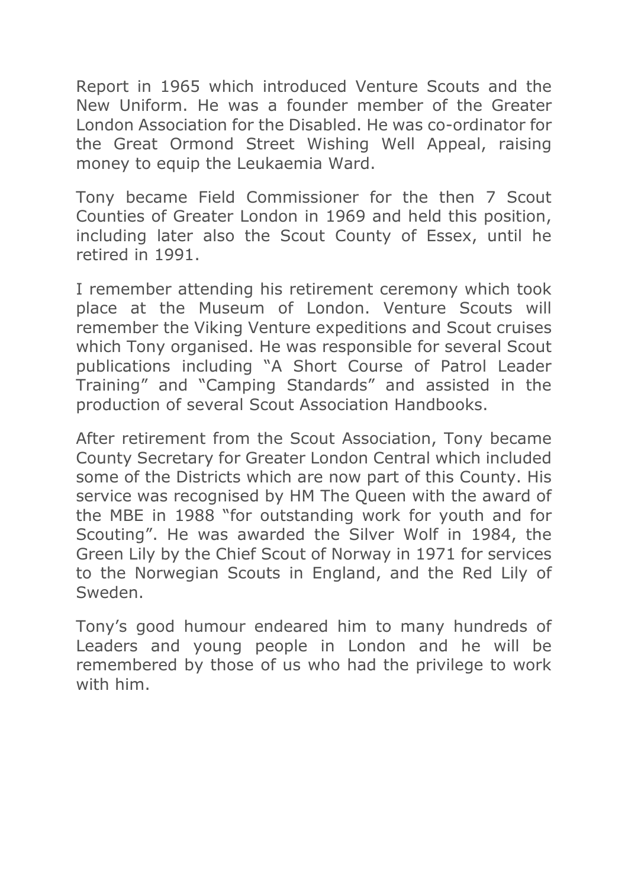Report in 1965 which introduced Venture Scouts and the New Uniform. He was a founder member of the Greater London Association for the Disabled. He was co-ordinator for the Great Ormond Street Wishing Well Appeal, raising money to equip the Leukaemia Ward.

Tony became Field Commissioner for the then 7 Scout Counties of Greater London in 1969 and held this position, including later also the Scout County of Essex, until he retired in 1991.

I remember attending his retirement ceremony which took place at the Museum of London. Venture Scouts will remember the Viking Venture expeditions and Scout cruises which Tony organised. He was responsible for several Scout publications including "A Short Course of Patrol Leader Training" and "Camping Standards" and assisted in the production of several Scout Association Handbooks.

After retirement from the Scout Association, Tony became County Secretary for Greater London Central which included some of the Districts which are now part of this County. His service was recognised by HM The Queen with the award of the MBE in 1988 "for outstanding work for youth and for Scouting". He was awarded the Silver Wolf in 1984, the Green Lily by the Chief Scout of Norway in 1971 for services to the Norwegian Scouts in England, and the Red Lily of Sweden.

Tony's good humour endeared him to many hundreds of Leaders and young people in London and he will be remembered by those of us who had the privilege to work with him.